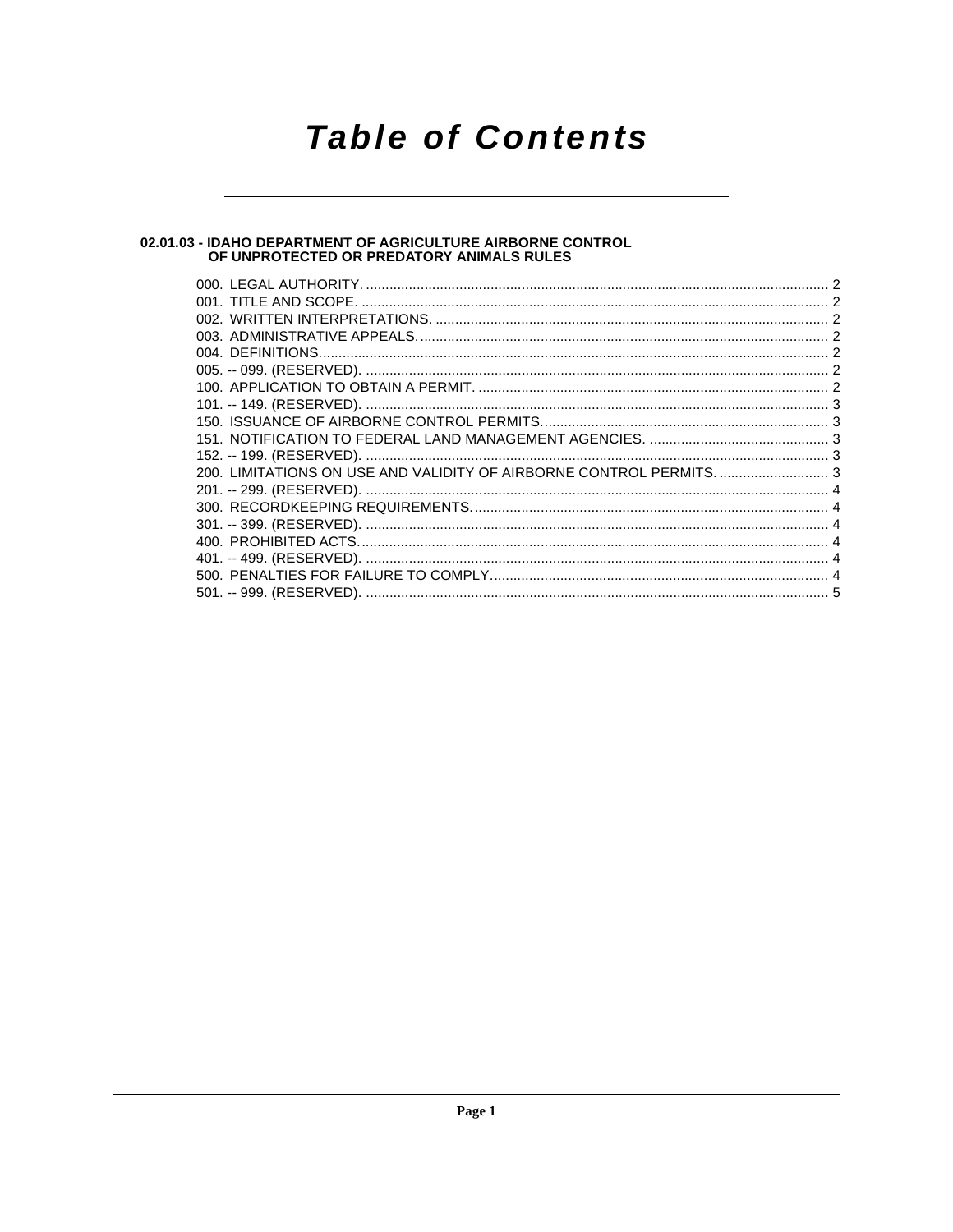# Table of Contents

## 02.01.03 - IDAHO DEPARTMENT OF AGRICULTURE AIRBORNE CONTROL OF UNPROTECTED OR PREDATORY ANIMALS RULES

000. LEGAL AUTHORITY. .......................................................................................................................... 2
001. TITLE AND SCOPE. ......................................................................................................................... 2
002. WRITTEN INTERPRETATIONS. ...................................................................................................... 2
003. ADMINISTRATIVE APPEALS. .......................................................................................................... 2
004. DEFINITIONS. .................................................................................................................................. 2
005. -- 099. (RESERVED). ....................................................................................................................... 2
100. APPLICATION TO OBTAIN A PERMIT. ........................................................................................... 2
101. -- 149. (RESERVED). ....................................................................................................................... 3
150. ISSUANCE OF AIRBORNE CONTROL PERMITS. ........................................................................... 3
151. NOTIFICATION TO FEDERAL LAND MANAGEMENT AGENCIES. ............................................... 3
152. -- 199. (RESERVED). ....................................................................................................................... 3
200. LIMITATIONS ON USE AND VALIDITY OF AIRBORNE CONTROL PERMITS. ............................ 3
201. -- 299. (RESERVED). ....................................................................................................................... 4
300. RECORDKEEPING REQUIREMENTS. ............................................................................................ 4
301. -- 399. (RESERVED). ....................................................................................................................... 4
400. PROHIBITED ACTS. ......................................................................................................................... 4
401. -- 499. (RESERVED). ....................................................................................................................... 4
500. PENALTIES FOR FAILURE TO COMPLY. ....................................................................................... 4
501. -- 999. (RESERVED). ....................................................................................................................... 5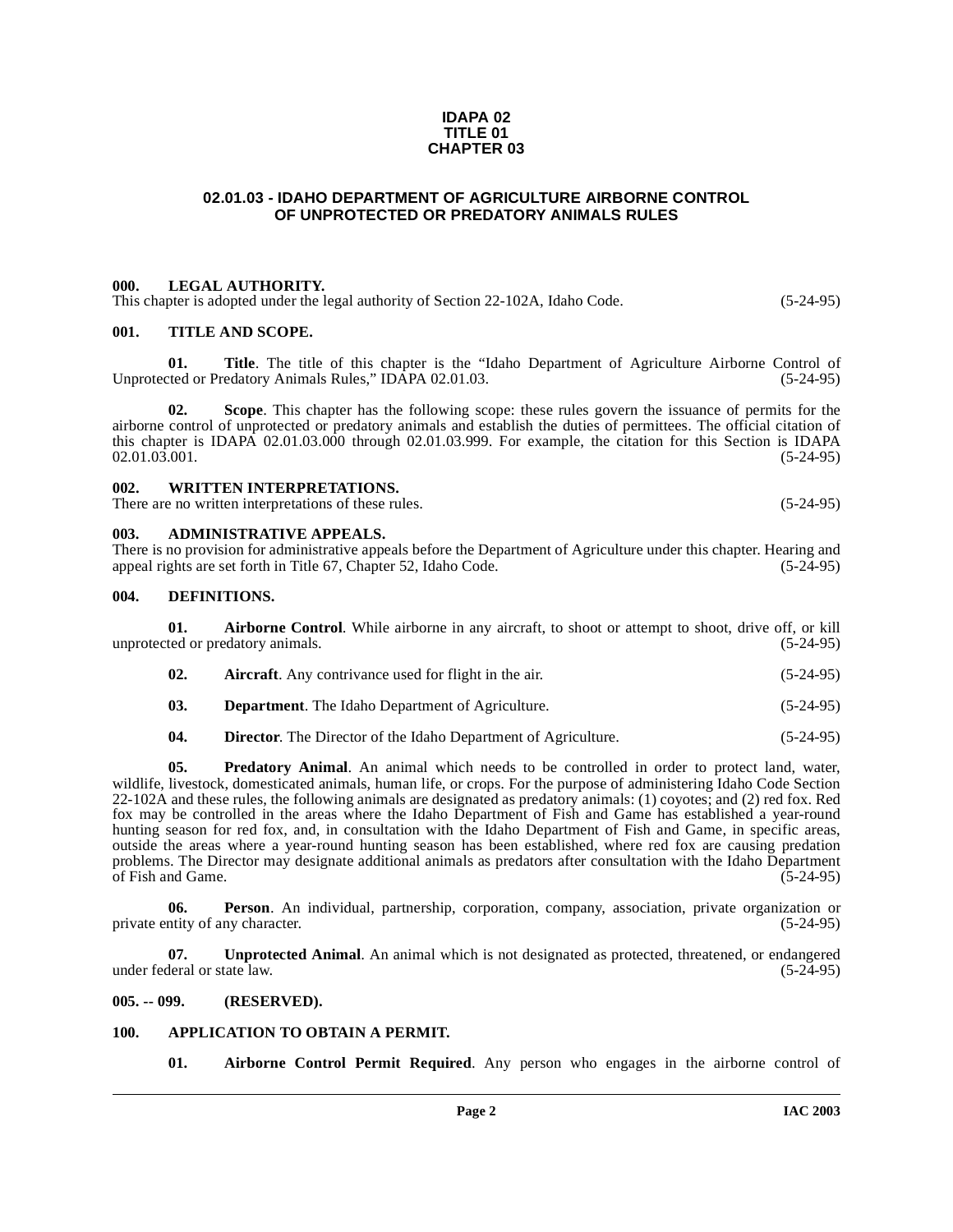**IDAPA 02**
**TITLE 01**
**CHAPTER 03**

# 02.01.03 - IDAHO DEPARTMENT OF AGRICULTURE AIRBORNE CONTROL OF UNPROTECTED OR PREDATORY ANIMALS RULES

### 000. LEGAL AUTHORITY.

This chapter is adopted under the legal authority of Section 22-102A, Idaho Code. (5-24-95)

### 001. TITLE AND SCOPE.

**01. Title**. The title of this chapter is the "Idaho Department of Agriculture Airborne Control of Unprotected or Predatory Animals Rules," IDAPA 02.01.03. (5-24-95)

**02. Scope**. This chapter has the following scope: these rules govern the issuance of permits for the airborne control of unprotected or predatory animals and establish the duties of permittees. The official citation of this chapter is IDAPA 02.01.03.000 through 02.01.03.999. For example, the citation for this Section is IDAPA 02.01.03.001. (5-24-95)

### 002. WRITTEN INTERPRETATIONS.

There are no written interpretations of these rules. (5-24-95)

### 003. ADMINISTRATIVE APPEALS.

There is no provision for administrative appeals before the Department of Agriculture under this chapter. Hearing and appeal rights are set forth in Title 67, Chapter 52, Idaho Code. (5-24-95)

### 004. DEFINITIONS.

**01. Airborne Control**. While airborne in any aircraft, to shoot or attempt to shoot, drive off, or kill unprotected or predatory animals. (5-24-95)

**02. Aircraft**. Any contrivance used for flight in the air. (5-24-95)

**03. Department**. The Idaho Department of Agriculture. (5-24-95)

**04. Director**. The Director of the Idaho Department of Agriculture. (5-24-95)

**05. Predatory Animal**. An animal which needs to be controlled in order to protect land, water, wildlife, livestock, domesticated animals, human life, or crops. For the purpose of administering Idaho Code Section 22-102A and these rules, the following animals are designated as predatory animals: (1) coyotes; and (2) red fox. Red fox may be controlled in the areas where the Idaho Department of Fish and Game has established a year-round hunting season for red fox, and, in consultation with the Idaho Department of Fish and Game, in specific areas, outside the areas where a year-round hunting season has been established, where red fox are causing predation problems. The Director may designate additional animals as predators after consultation with the Idaho Department of Fish and Game. (5-24-95)

**06. Person**. An individual, partnership, corporation, company, association, private organization or private entity of any character. (5-24-95)

**07. Unprotected Animal**. An animal which is not designated as protected, threatened, or endangered under federal or state law. (5-24-95)

### 005. -- 099. (RESERVED).

### 100. APPLICATION TO OBTAIN A PERMIT.

**01. Airborne Control Permit Required**. Any person who engages in the airborne control of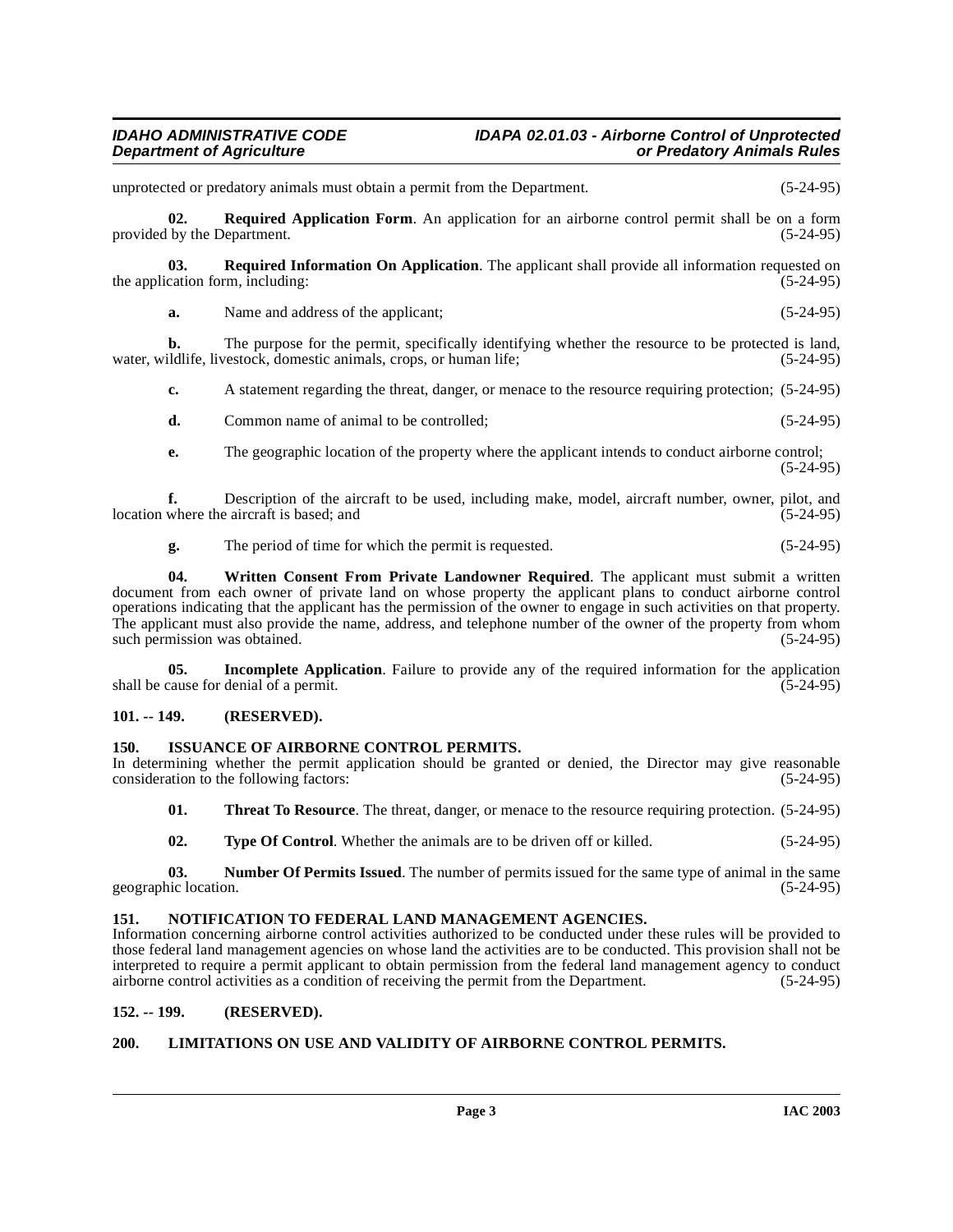unprotected or predatory animals must obtain a permit from the Department. (5-24-95)

**02. Required Application Form**. An application for an airborne control permit shall be on a form provided by the Department. (5-24-95)

**03. Required Information On Application**. The applicant shall provide all information requested on the application form, including: (5-24-95)

**a.** Name and address of the applicant; (5-24-95)

**b.** The purpose for the permit, specifically identifying whether the resource to be protected is land, water, wildlife, livestock, domestic animals, crops, or human life; (5-24-95)

**c.** A statement regarding the threat, danger, or menace to the resource requiring protection; (5-24-95)

**d.** Common name of animal to be controlled; (5-24-95)

**e.** The geographic location of the property where the applicant intends to conduct airborne control; (5-24-95)

**f.** Description of the aircraft to be used, including make, model, aircraft number, owner, pilot, and location where the aircraft is based; and (5-24-95)

**g.** The period of time for which the permit is requested. (5-24-95)

**04. Written Consent From Private Landowner Required**. The applicant must submit a written document from each owner of private land on whose property the applicant plans to conduct airborne control operations indicating that the applicant has the permission of the owner to engage in such activities on that property. The applicant must also provide the name, address, and telephone number of the owner of the property from whom such permission was obtained. (5-24-95)

**05. Incomplete Application**. Failure to provide any of the required information for the application shall be cause for denial of a permit. (5-24-95)

### 101. -- 149. (RESERVED).

### 150. ISSUANCE OF AIRBORNE CONTROL PERMITS.

In determining whether the permit application should be granted or denied, the Director may give reasonable consideration to the following factors: (5-24-95)

**01. Threat To Resource**. The threat, danger, or menace to the resource requiring protection. (5-24-95)

**02. Type Of Control**. Whether the animals are to be driven off or killed. (5-24-95)

**03. Number Of Permits Issued**. The number of permits issued for the same type of animal in the same geographic location. (5-24-95)

### 151. NOTIFICATION TO FEDERAL LAND MANAGEMENT AGENCIES.

Information concerning airborne control activities authorized to be conducted under these rules will be provided to those federal land management agencies on whose land the activities are to be conducted. This provision shall not be interpreted to require a permit applicant to obtain permission from the federal land management agency to conduct airborne control activities as a condition of receiving the permit from the Department. (5-24-95)

### 152. -- 199. (RESERVED).

### 200. LIMITATIONS ON USE AND VALIDITY OF AIRBORNE CONTROL PERMITS.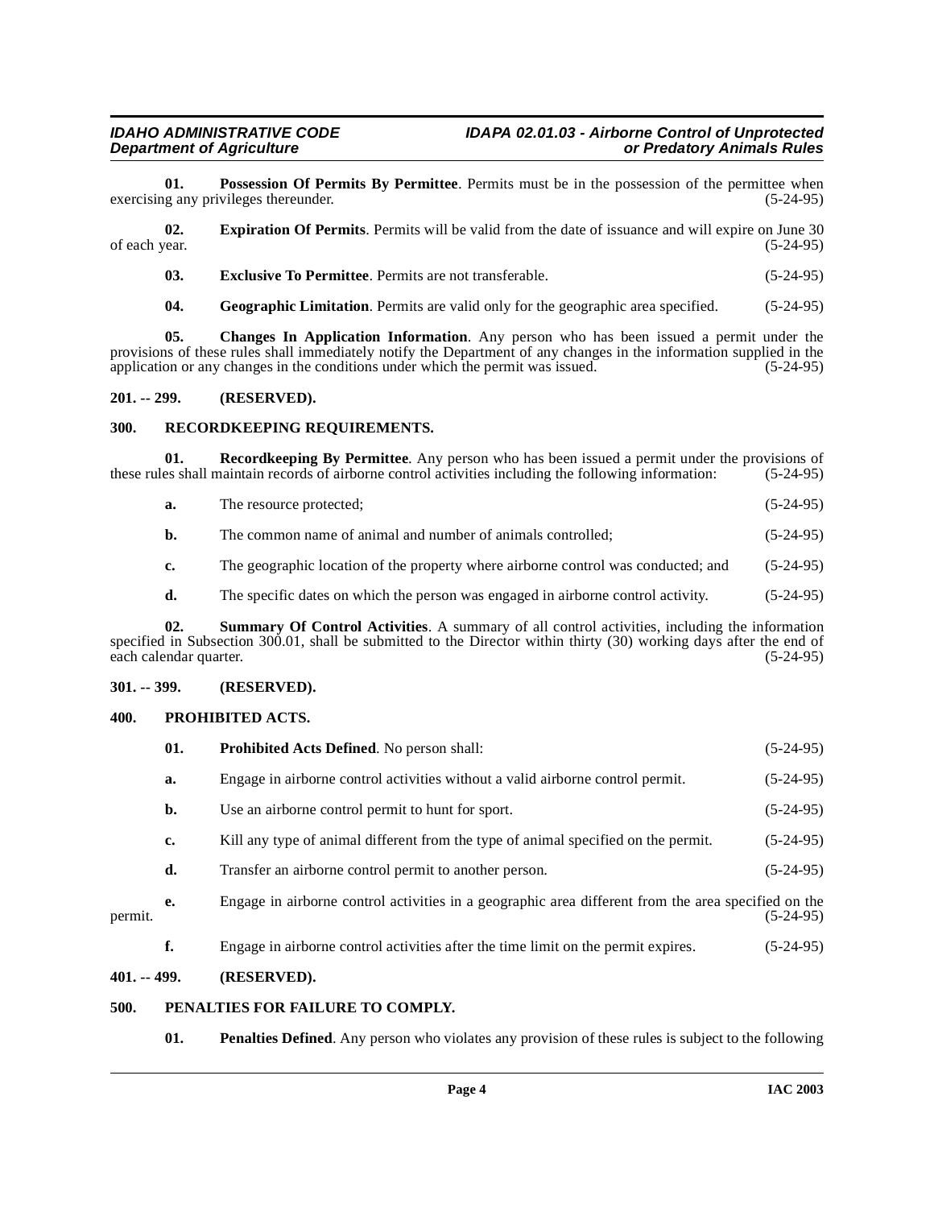**01. Possession Of Permits By Permittee**. Permits must be in the possession of the permittee when exercising any privileges thereunder. (5-24-95)

**02. Expiration Of Permits**. Permits will be valid from the date of issuance and will expire on June 30 of each year. (5-24-95)

**03. Exclusive To Permittee**. Permits are not transferable. (5-24-95)

**04. Geographic Limitation**. Permits are valid only for the geographic area specified. (5-24-95)

**05. Changes In Application Information**. Any person who has been issued a permit under the provisions of these rules shall immediately notify the Department of any changes in the information supplied in the application or any changes in the conditions under which the permit was issued. (5-24-95)

## 201. -- 299. (RESERVED).

## 300. RECORDKEEPING REQUIREMENTS.

**01. Recordkeeping By Permittee**. Any person who has been issued a permit under the provisions of these rules shall maintain records of airborne control activities including the following information: (5-24-95)

**a.** The resource protected; (5-24-95)

**b.** The common name of animal and number of animals controlled; (5-24-95)

**c.** The geographic location of the property where airborne control was conducted; and (5-24-95)

**d.** The specific dates on which the person was engaged in airborne control activity. (5-24-95)

**02. Summary Of Control Activities**. A summary of all control activities, including the information specified in Subsection 300.01, shall be submitted to the Director within thirty (30) working days after the end of each calendar quarter. (5-24-95)

## 301. -- 399. (RESERVED).

## 400. PROHIBITED ACTS.

**01. Prohibited Acts Defined**. No person shall: (5-24-95)

**a.** Engage in airborne control activities without a valid airborne control permit. (5-24-95)

**b.** Use an airborne control permit to hunt for sport. (5-24-95)

**c.** Kill any type of animal different from the type of animal specified on the permit. (5-24-95)

**d.** Transfer an airborne control permit to another person. (5-24-95)

**e.** Engage in airborne control activities in a geographic area different from the area specified on the permit. (5-24-95)

**f.** Engage in airborne control activities after the time limit on the permit expires. (5-24-95)

## 401. -- 499. (RESERVED).

## 500. PENALTIES FOR FAILURE TO COMPLY.

**01. Penalties Defined**. Any person who violates any provision of these rules is subject to the following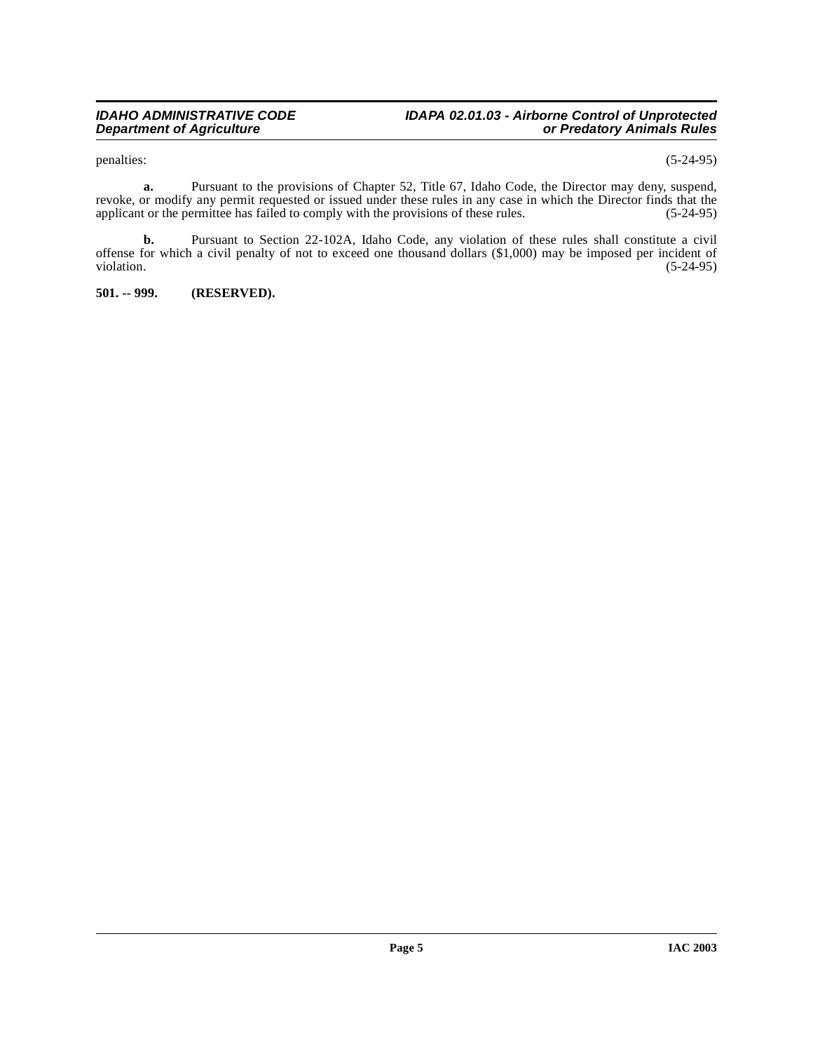penalties: (5-24-95)

**a.** Pursuant to the provisions of Chapter 52, Title 67, Idaho Code, the Director may deny, suspend, revoke, or modify any permit requested or issued under these rules in any case in which the Director finds that the applicant or the permittee has failed to comply with the provisions of these rules. (5-24-95)

**b.** Pursuant to Section 22-102A, Idaho Code, any violation of these rules shall constitute a civil offense for which a civil penalty of not to exceed one thousand dollars ($1,000) may be imposed per incident of violation. (5-24-95)

**501. -- 999. (RESERVED).**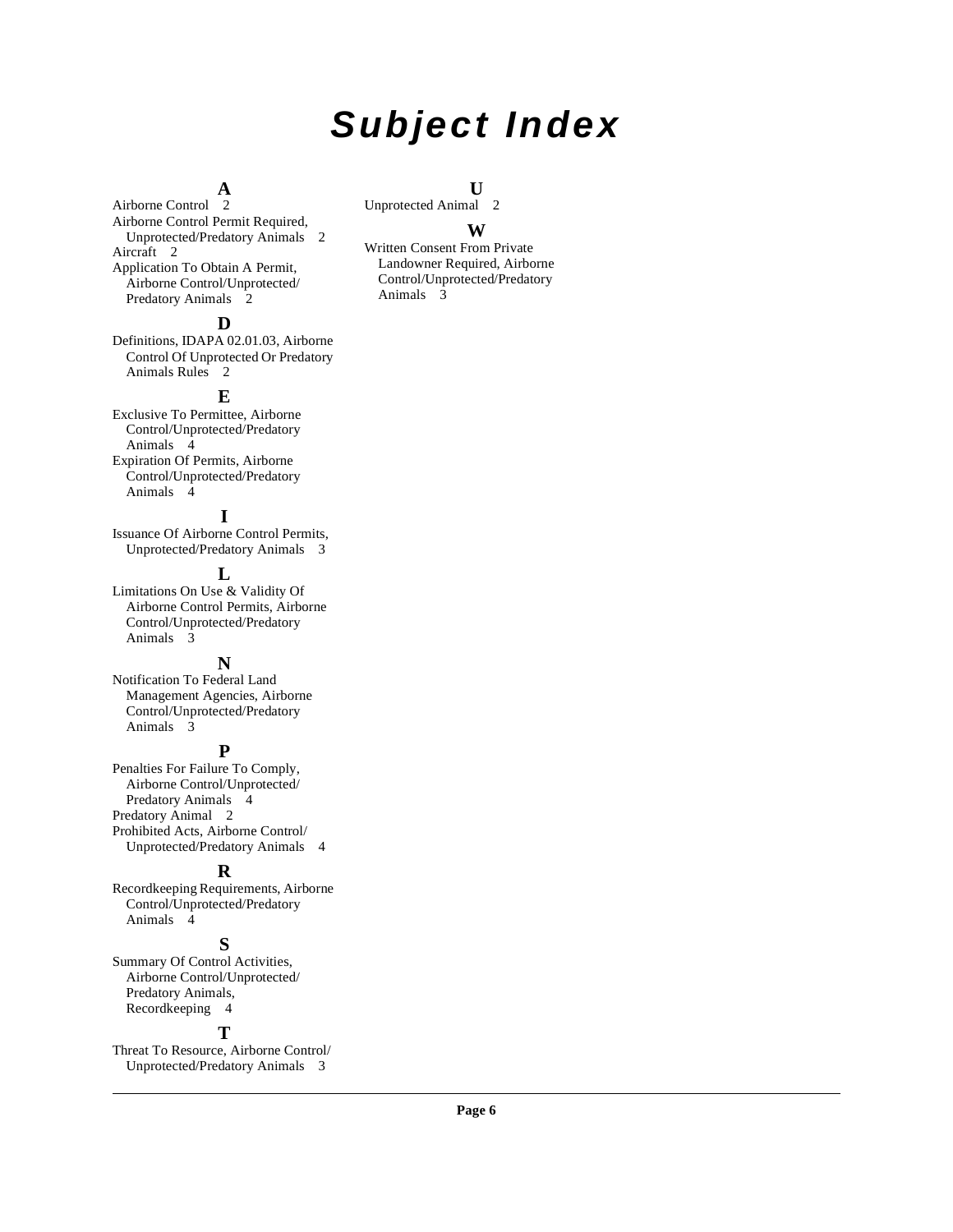# *Subject Index*

**A**

Airborne Control 2
Airborne Control Permit Required, Unprotected/Predatory Animals 2
Aircraft 2
Application To Obtain A Permit, Airborne Control/Unprotected/ Predatory Animals 2

**D**

Definitions, IDAPA 02.01.03, Airborne Control Of Unprotected Or Predatory Animals Rules 2

**E**

Exclusive To Permittee, Airborne Control/Unprotected/Predatory Animals 4
Expiration Of Permits, Airborne Control/Unprotected/Predatory Animals 4

**I**

Issuance Of Airborne Control Permits, Unprotected/Predatory Animals 3

**L**

Limitations On Use & Validity Of Airborne Control Permits, Airborne Control/Unprotected/Predatory Animals 3

**N**

Notification To Federal Land Management Agencies, Airborne Control/Unprotected/Predatory Animals 3

**P**

Penalties For Failure To Comply, Airborne Control/Unprotected/ Predatory Animals 4
Predatory Animal 2
Prohibited Acts, Airborne Control/ Unprotected/Predatory Animals 4

**R**

Recordkeeping Requirements, Airborne Control/Unprotected/Predatory Animals 4

**S**

Summary Of Control Activities, Airborne Control/Unprotected/ Predatory Animals, Recordkeeping 4

**T**

Threat To Resource, Airborne Control/ Unprotected/Predatory Animals 3

**U**

Unprotected Animal 2

**W**

Written Consent From Private Landowner Required, Airborne Control/Unprotected/Predatory Animals 3